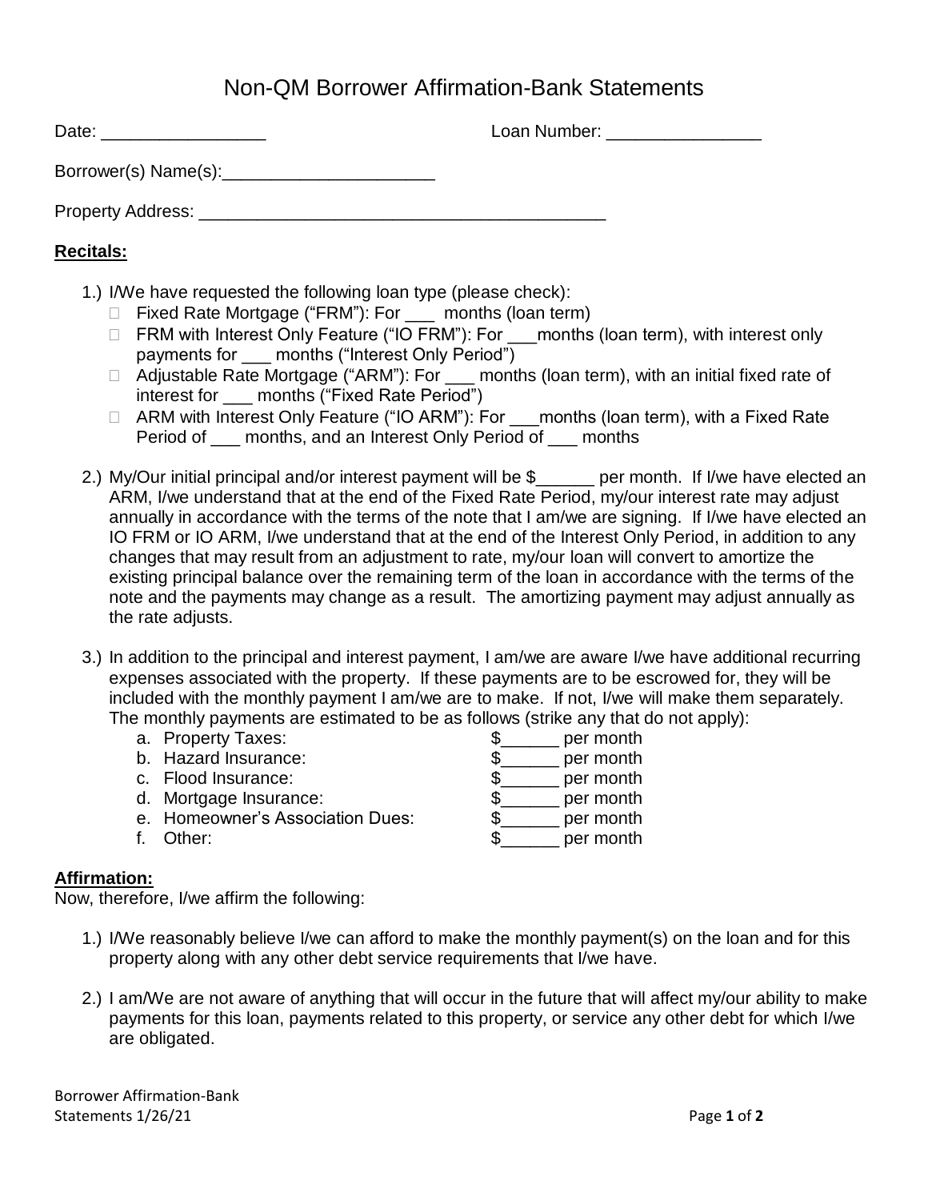# Non-QM Borrower Affirmation-Bank Statements

Date: _________________ Loan Number: ________________

Borrower(s) Name(s):______________________

Property Address: __________________________________________

**Recitals:**

1.) I/We have requested the following loan type (please check):
   - ☐ Fixed Rate Mortgage ("FRM"): For ___ months (loan term)
   - ☐ FRM with Interest Only Feature ("IO FRM"): For ___months (loan term), with interest only payments for ___ months ("Interest Only Period")
   - ☐ Adjustable Rate Mortgage ("ARM"): For ___ months (loan term), with an initial fixed rate of interest for ___ months ("Fixed Rate Period")
   - ☐ ARM with Interest Only Feature ("IO ARM"): For ___months (loan term), with a Fixed Rate Period of ___ months, and an Interest Only Period of ___ months

2.) My/Our initial principal and/or interest payment will be $______ per month. If I/we have elected an ARM, I/we understand that at the end of the Fixed Rate Period, my/our interest rate may adjust annually in accordance with the terms of the note that I am/we are signing. If I/we have elected an IO FRM or IO ARM, I/we understand that at the end of the Interest Only Period, in addition to any changes that may result from an adjustment to rate, my/our loan will convert to amortize the existing principal balance over the remaining term of the loan in accordance with the terms of the note and the payments may change as a result. The amortizing payment may adjust annually as the rate adjusts.

3.) In addition to the principal and interest payment, I am/we are aware I/we have additional recurring expenses associated with the property. If these payments are to be escrowed for, they will be included with the monthly payment I am/we are to make. If not, I/we will make them separately. The monthly payments are estimated to be as follows (strike any that do not apply):
   - a. Property Taxes: $______ per month
   - b. Hazard Insurance: $______ per month
   - c. Flood Insurance: $______ per month
   - d. Mortgage Insurance: $______ per month
   - e. Homeowner's Association Dues: $______ per month
   - f. Other: $______ per month

**Affirmation:**

Now, therefore, I/we affirm the following:

1.) I/We reasonably believe I/we can afford to make the monthly payment(s) on the loan and for this property along with any other debt service requirements that I/we have.

2.) I am/We are not aware of anything that will occur in the future that will affect my/our ability to make payments for this loan, payments related to this property, or service any other debt for which I/we are obligated.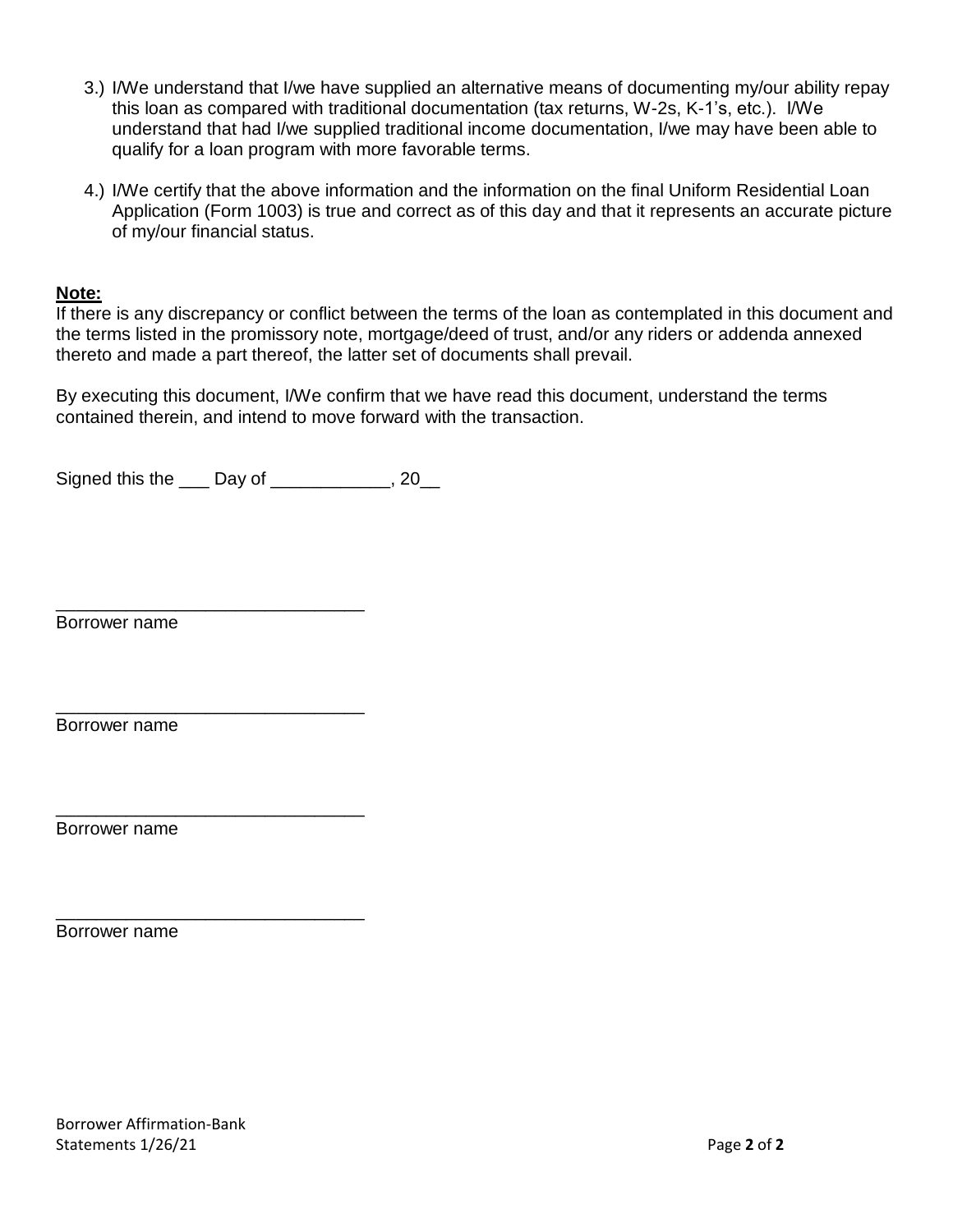3.) I/We understand that I/we have supplied an alternative means of documenting my/our ability repay this loan as compared with traditional documentation (tax returns, W-2s, K-1's, etc.). I/We understand that had I/we supplied traditional income documentation, I/we may have been able to qualify for a loan program with more favorable terms.

4.) I/We certify that the above information and the information on the final Uniform Residential Loan Application (Form 1003) is true and correct as of this day and that it represents an accurate picture of my/our financial status.

**Note:**

If there is any discrepancy or conflict between the terms of the loan as contemplated in this document and the terms listed in the promissory note, mortgage/deed of trust, and/or any riders or addenda annexed thereto and made a part thereof, the latter set of documents shall prevail.

By executing this document, I/We confirm that we have read this document, understand the terms contained therein, and intend to move forward with the transaction.

Signed this the ___ Day of ____________, 20__

_______________________________
Borrower name

_______________________________
Borrower name

_______________________________
Borrower name

_______________________________
Borrower name

Borrower Affirmation-Bank Statements 1/26/21